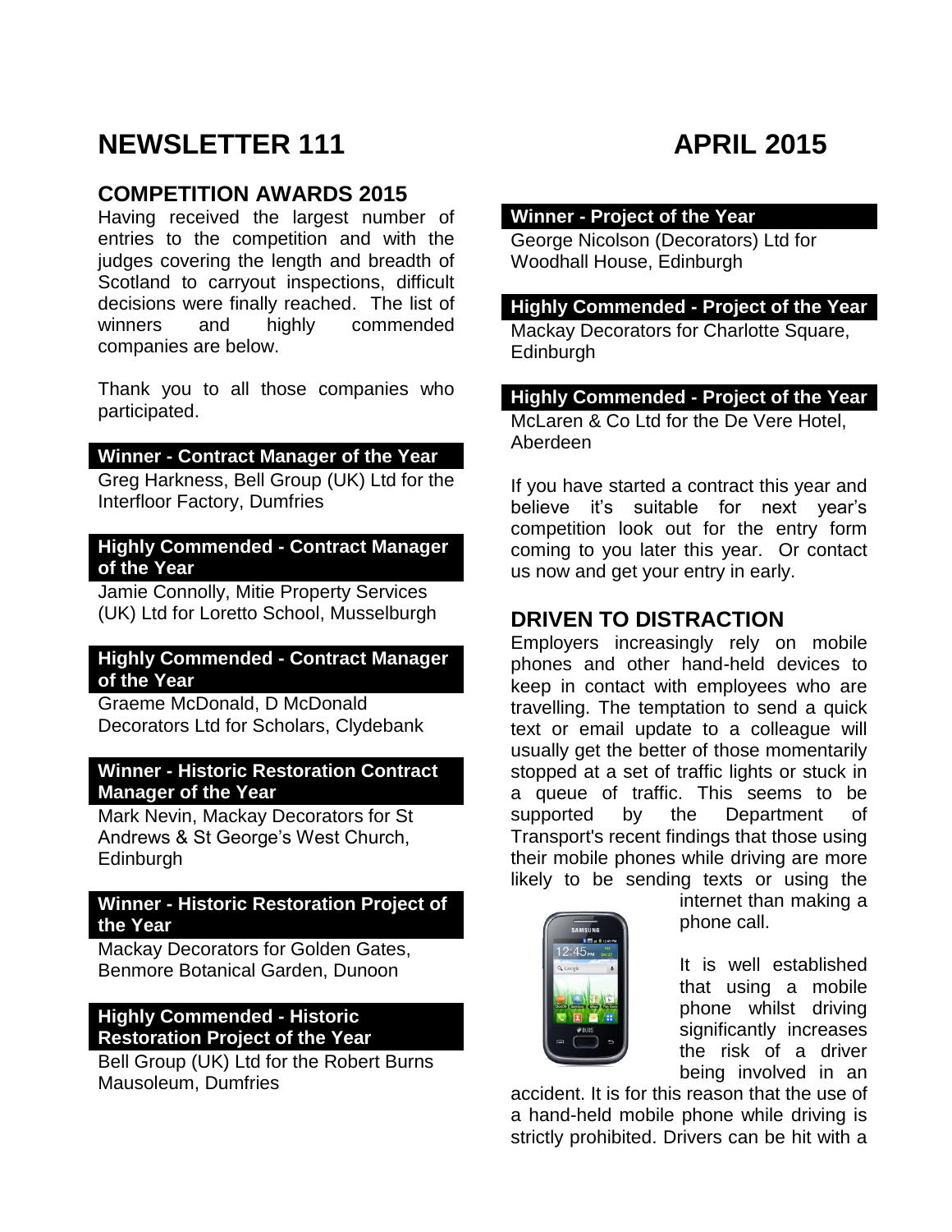# NEWSLETTER 111 APRIL 2015

## COMPETITION AWARDS 2015

Having received the largest number of entries to the competition and with the judges covering the length and breadth of Scotland to carryout inspections, difficult decisions were finally reached. The list of winners and highly commended companies are below.

Thank you to all those companies who participated.

**Winner - Contract Manager of the Year**

Greg Harkness, Bell Group (UK) Ltd for the Interfloor Factory, Dumfries

**Highly Commended - Contract Manager of the Year**

Jamie Connolly, Mitie Property Services (UK) Ltd for Loretto School, Musselburgh

**Highly Commended - Contract Manager of the Year**

Graeme McDonald, D McDonald Decorators Ltd for Scholars, Clydebank

**Winner - Historic Restoration Contract Manager of the Year**

Mark Nevin, Mackay Decorators for St Andrews & St George's West Church, Edinburgh

**Winner - Historic Restoration Project of the Year**

Mackay Decorators for Golden Gates, Benmore Botanical Garden, Dunoon

**Highly Commended - Historic Restoration Project of the Year**

Bell Group (UK) Ltd for the Robert Burns Mausoleum, Dumfries

**Winner - Project of the Year**

George Nicolson (Decorators) Ltd for Woodhall House, Edinburgh

**Highly Commended - Project of the Year**

Mackay Decorators for Charlotte Square, Edinburgh

**Highly Commended - Project of the Year**

McLaren & Co Ltd for the De Vere Hotel, Aberdeen

If you have started a contract this year and believe it's suitable for next year's competition look out for the entry form coming to you later this year. Or contact us now and get your entry in early.

## DRIVEN TO DISTRACTION

Employers increasingly rely on mobile phones and other hand-held devices to keep in contact with employees who are travelling. The temptation to send a quick text or email update to a colleague will usually get the better of those momentarily stopped at a set of traffic lights or stuck in a queue of traffic. This seems to be supported by the Department of Transport's recent findings that those using their mobile phones while driving are more likely to be sending texts or using the internet than making a phone call.

It is well established that using a mobile phone whilst driving significantly increases the risk of a driver being involved in an accident. It is for this reason that the use of a hand-held mobile phone while driving is strictly prohibited. Drivers can be hit with a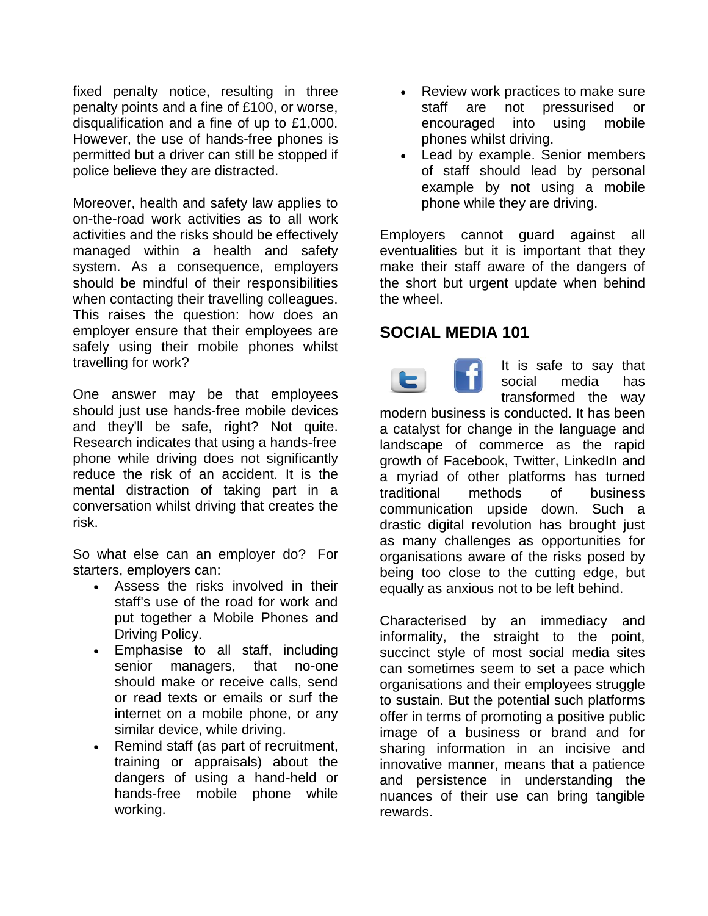fixed penalty notice, resulting in three penalty points and a fine of £100, or worse, disqualification and a fine of up to £1,000. However, the use of hands-free phones is permitted but a driver can still be stopped if police believe they are distracted.

Moreover, health and safety law applies to on-the-road work activities as to all work activities and the risks should be effectively managed within a health and safety system. As a consequence, employers should be mindful of their responsibilities when contacting their travelling colleagues. This raises the question: how does an employer ensure that their employees are safely using their mobile phones whilst travelling for work?

One answer may be that employees should just use hands-free mobile devices and they'll be safe, right? Not quite. Research indicates that using a hands-free phone while driving does not significantly reduce the risk of an accident. It is the mental distraction of taking part in a conversation whilst driving that creates the risk.

So what else can an employer do? For starters, employers can:

- Assess the risks involved in their staff's use of the road for work and put together a Mobile Phones and Driving Policy.
- Emphasise to all staff, including senior managers, that no-one should make or receive calls, send or read texts or emails or surf the internet on a mobile phone, or any similar device, while driving.
- Remind staff (as part of recruitment, training or appraisals) about the dangers of using a hand-held or hands-free mobile phone while working.
- Review work practices to make sure staff are not pressurised or encouraged into using mobile phones whilst driving.
- Lead by example. Senior members of staff should lead by personal example by not using a mobile phone while they are driving.

Employers cannot guard against all eventualities but it is important that they make their staff aware of the dangers of the short but urgent update when behind the wheel.

## SOCIAL MEDIA 101

It is safe to say that social media has transformed the way modern business is conducted. It has been a catalyst for change in the language and landscape of commerce as the rapid growth of Facebook, Twitter, LinkedIn and a myriad of other platforms has turned traditional methods of business communication upside down. Such a drastic digital revolution has brought just as many challenges as opportunities for organisations aware of the risks posed by being too close to the cutting edge, but equally as anxious not to be left behind.

Characterised by an immediacy and informality, the straight to the point, succinct style of most social media sites can sometimes seem to set a pace which organisations and their employees struggle to sustain. But the potential such platforms offer in terms of promoting a positive public image of a business or brand and for sharing information in an incisive and innovative manner, means that a patience and persistence in understanding the nuances of their use can bring tangible rewards.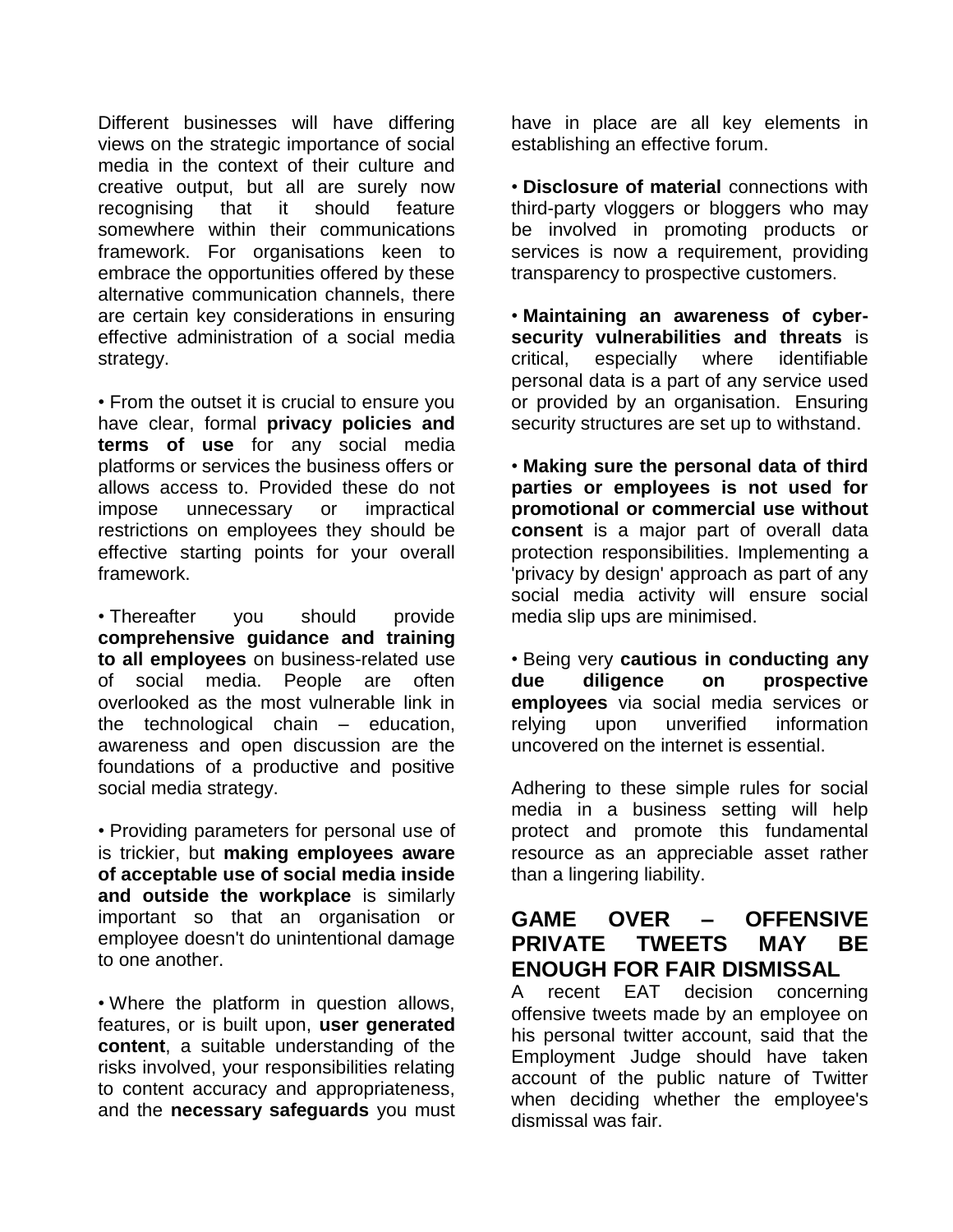Different businesses will have differing views on the strategic importance of social media in the context of their culture and creative output, but all are surely now recognising that it should feature somewhere within their communications framework. For organisations keen to embrace the opportunities offered by these alternative communication channels, there are certain key considerations in ensuring effective administration of a social media strategy.

• From the outset it is crucial to ensure you have clear, formal **privacy policies and terms of use** for any social media platforms or services the business offers or allows access to. Provided these do not impose unnecessary or impractical restrictions on employees they should be effective starting points for your overall framework.

• Thereafter you should provide **comprehensive guidance and training to all employees** on business-related use of social media. People are often overlooked as the most vulnerable link in the technological chain – education, awareness and open discussion are the foundations of a productive and positive social media strategy.

• Providing parameters for personal use of is trickier, but **making employees aware of acceptable use of social media inside and outside the workplace** is similarly important so that an organisation or employee doesn't do unintentional damage to one another.

• Where the platform in question allows, features, or is built upon, **user generated content**, a suitable understanding of the risks involved, your responsibilities relating to content accuracy and appropriateness, and the **necessary safeguards** you must have in place are all key elements in establishing an effective forum.

• **Disclosure of material** connections with third-party vloggers or bloggers who may be involved in promoting products or services is now a requirement, providing transparency to prospective customers.

• **Maintaining an awareness of cyber-security vulnerabilities and threats** is critical, especially where identifiable personal data is a part of any service used or provided by an organisation. Ensuring security structures are set up to withstand.

• **Making sure the personal data of third parties or employees is not used for promotional or commercial use without consent** is a major part of overall data protection responsibilities. Implementing a 'privacy by design' approach as part of any social media activity will ensure social media slip ups are minimised.

• Being very **cautious in conducting any due diligence on prospective employees** via social media services or relying upon unverified information uncovered on the internet is essential.

Adhering to these simple rules for social media in a business setting will help protect and promote this fundamental resource as an appreciable asset rather than a lingering liability.

## GAME OVER – OFFENSIVE PRIVATE TWEETS MAY BE ENOUGH FOR FAIR DISMISSAL

A recent EAT decision concerning offensive tweets made by an employee on his personal twitter account, said that the Employment Judge should have taken account of the public nature of Twitter when deciding whether the employee's dismissal was fair.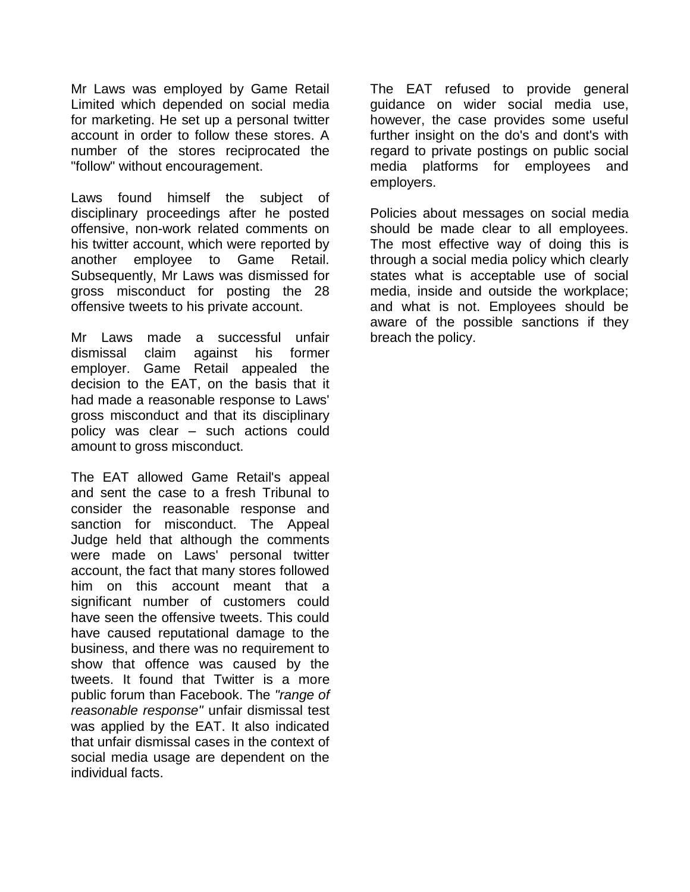Mr Laws was employed by Game Retail Limited which depended on social media for marketing. He set up a personal twitter account in order to follow these stores. A number of the stores reciprocated the "follow" without encouragement.

Laws found himself the subject of disciplinary proceedings after he posted offensive, non-work related comments on his twitter account, which were reported by another employee to Game Retail. Subsequently, Mr Laws was dismissed for gross misconduct for posting the 28 offensive tweets to his private account.

Mr Laws made a successful unfair dismissal claim against his former employer. Game Retail appealed the decision to the EAT, on the basis that it had made a reasonable response to Laws' gross misconduct and that its disciplinary policy was clear – such actions could amount to gross misconduct.

The EAT allowed Game Retail's appeal and sent the case to a fresh Tribunal to consider the reasonable response and sanction for misconduct. The Appeal Judge held that although the comments were made on Laws' personal twitter account, the fact that many stores followed him on this account meant that a significant number of customers could have seen the offensive tweets. This could have caused reputational damage to the business, and there was no requirement to show that offence was caused by the tweets. It found that Twitter is a more public forum than Facebook. The *"range of reasonable response"* unfair dismissal test was applied by the EAT. It also indicated that unfair dismissal cases in the context of social media usage are dependent on the individual facts.

The EAT refused to provide general guidance on wider social media use, however, the case provides some useful further insight on the do's and dont's with regard to private postings on public social media platforms for employees and employers.

Policies about messages on social media should be made clear to all employees. The most effective way of doing this is through a social media policy which clearly states what is acceptable use of social media, inside and outside the workplace; and what is not. Employees should be aware of the possible sanctions if they breach the policy.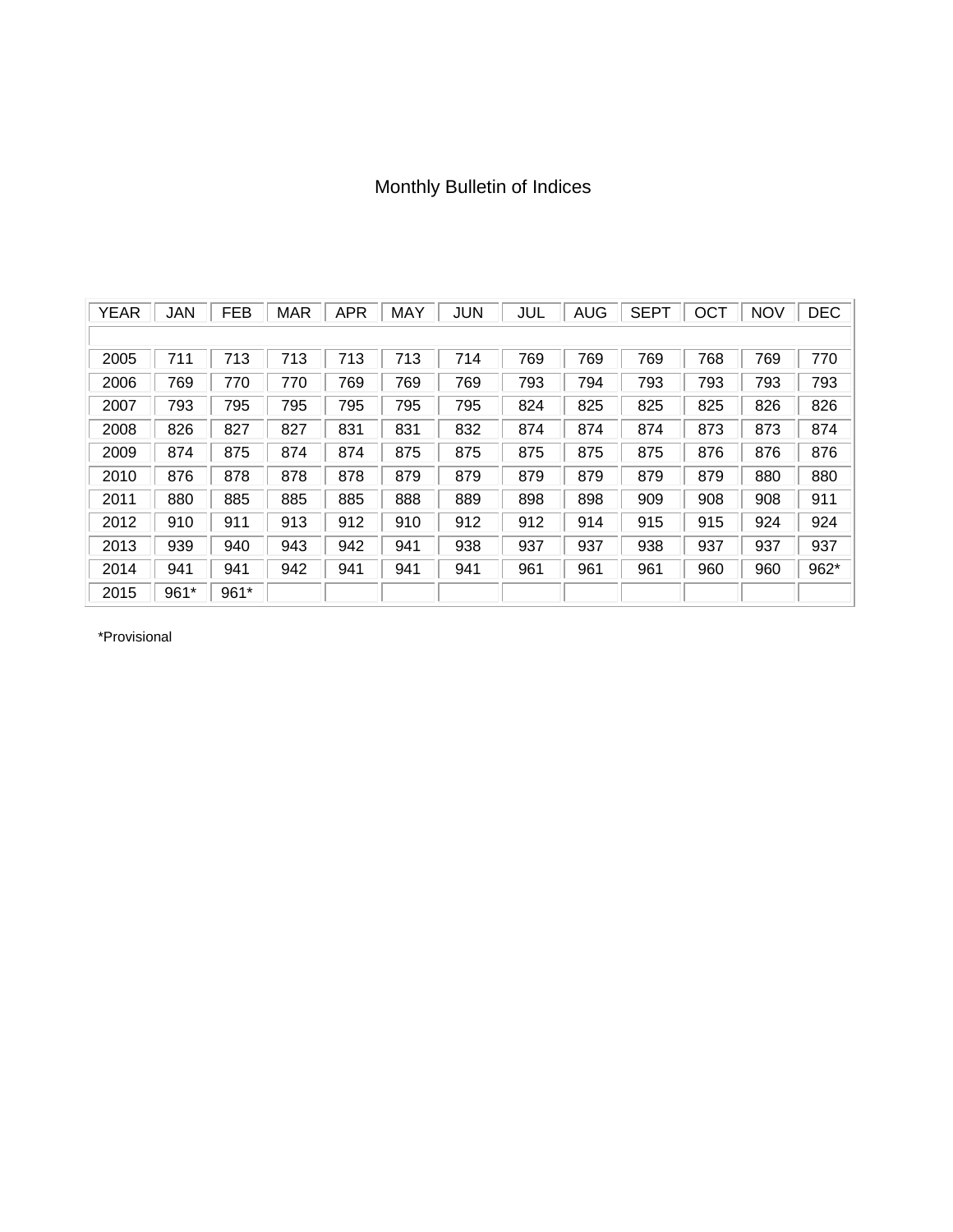Monthly Bulletin of Indices

| YEAR | JAN | FEB | MAR | APR | MAY | JUN | JUL | AUG | SEPT | OCT | NOV | DEC |
|---|---|---|---|---|---|---|---|---|---|---|---|---|
| 2005 | 711 | 713 | 713 | 713 | 713 | 714 | 769 | 769 | 769 | 768 | 769 | 770 |
| 2006 | 769 | 770 | 770 | 769 | 769 | 769 | 793 | 794 | 793 | 793 | 793 | 793 |
| 2007 | 793 | 795 | 795 | 795 | 795 | 795 | 824 | 825 | 825 | 825 | 826 | 826 |
| 2008 | 826 | 827 | 827 | 831 | 831 | 832 | 874 | 874 | 874 | 873 | 873 | 874 |
| 2009 | 874 | 875 | 874 | 874 | 875 | 875 | 875 | 875 | 875 | 876 | 876 | 876 |
| 2010 | 876 | 878 | 878 | 878 | 879 | 879 | 879 | 879 | 879 | 879 | 880 | 880 |
| 2011 | 880 | 885 | 885 | 885 | 888 | 889 | 898 | 898 | 909 | 908 | 908 | 911 |
| 2012 | 910 | 911 | 913 | 912 | 910 | 912 | 912 | 914 | 915 | 915 | 924 | 924 |
| 2013 | 939 | 940 | 943 | 942 | 941 | 938 | 937 | 937 | 938 | 937 | 937 | 937 |
| 2014 | 941 | 941 | 942 | 941 | 941 | 941 | 961 | 961 | 961 | 960 | 960 | 962* |
| 2015 | 961* | 961* | | | | | | | | | | |

*Provisional